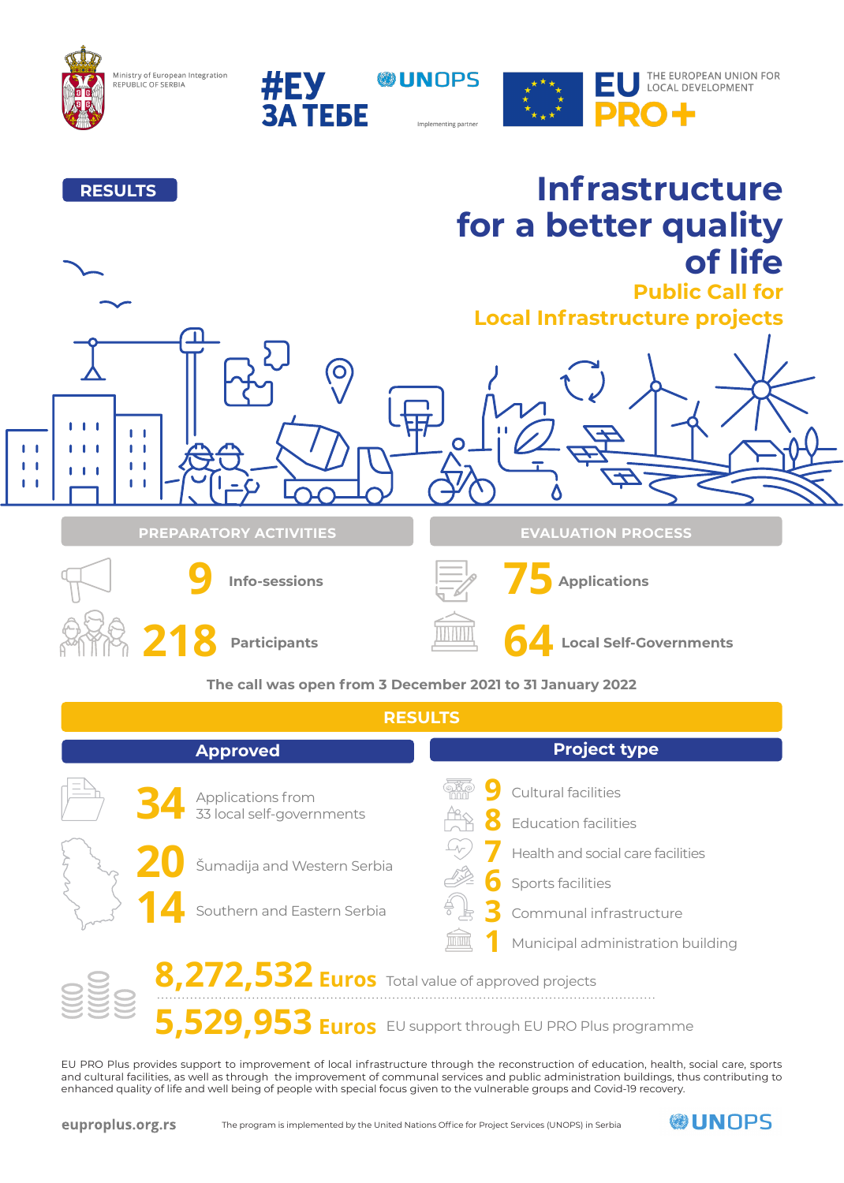Ministry of European Integration
REPUBLIC OF SERBIA

#ЕУ ЗА ТЕБЕ

UNOPS
Implementing partner

EU PRO+
THE EUROPEAN UNION FOR LOCAL DEVELOPMENT

**RESULTS**

# Infrastructure for a better quality of life

## Public Call for Local Infrastructure projects

### PREPARATORY ACTIVITIES

**9** Info-sessions

**218** Participants

### EVALUATION PROCESS

**75** Applications

**64** Local Self-Governments

The call was open from 3 December 2021 to 31 January 2022

## RESULTS

### Approved

**34** Applications from 33 local self-governments

**20** Šumadija and Western Serbia

**14** Southern and Eastern Serbia

### Project type

- **9** Cultural facilities
- **8** Education facilities
- **7** Health and social care facilities
- **6** Sports facilities
- **3** Communal infrastructure
- **1** Municipal administration building

**8,272,532 Euros** Total value of approved projects

**5,529,953 Euros** EU support through EU PRO Plus programme

EU PRO Plus provides support to improvement of local infrastructure through the reconstruction of education, health, social care, sports and cultural facilities, as well as through the improvement of communal services and public administration buildings, thus contributing to enhanced quality of life and well being of people with special focus given to the vulnerable groups and Covid-19 recovery.

euproplus.org.rs

The program is implemented by the United Nations Office for Project Services (UNOPS) in Serbia

UNOPS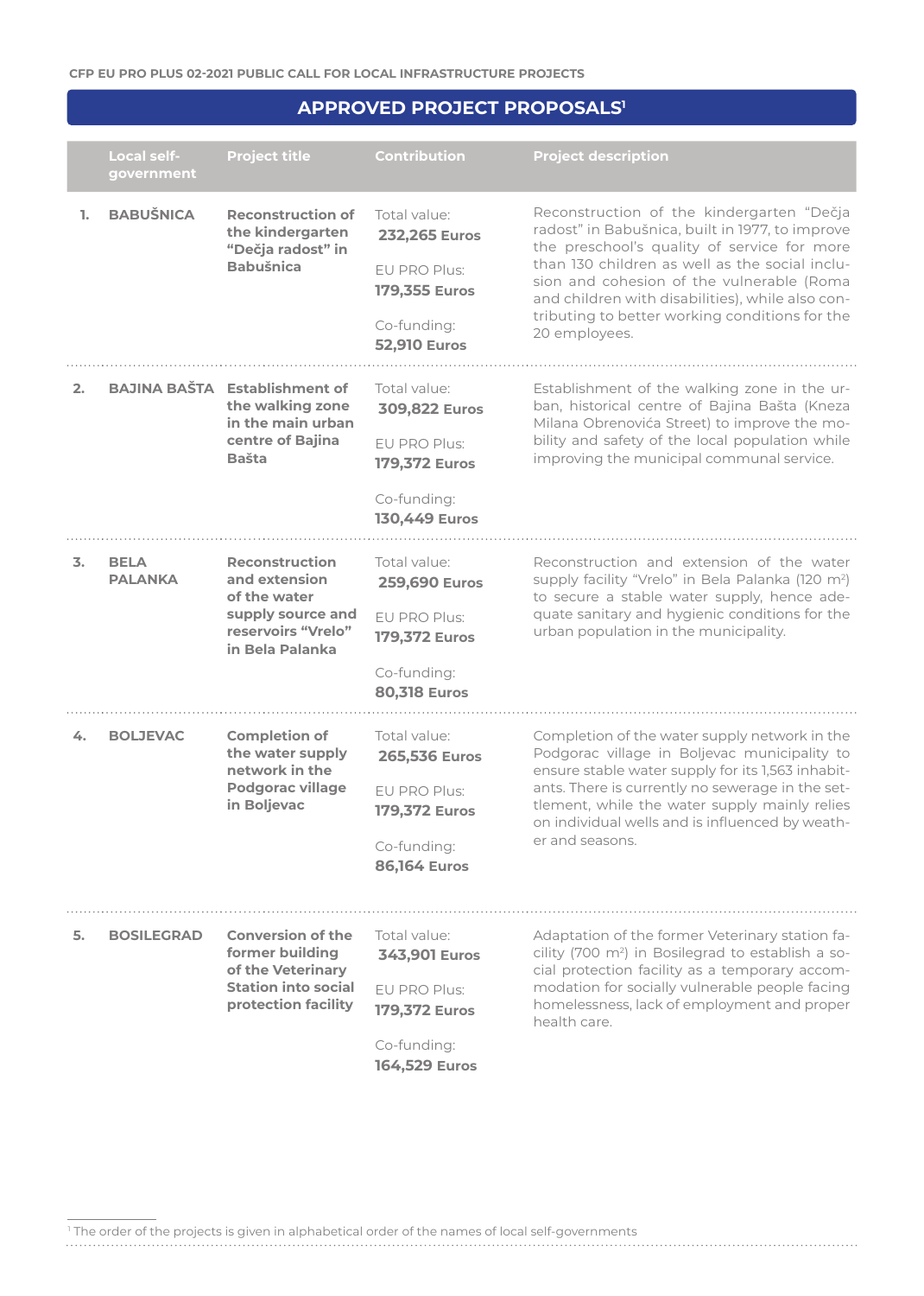CFP EU PRO PLUS 02-2021 PUBLIC CALL FOR LOCAL INFRASTRUCTURE PROJECTS

## APPROVED PROJECT PROPOSALS[1]

| | Local self-government | Project title | Contribution | Project description |
|---|---|---|---|---|
| 1. | **BABUŠNICA** | **Reconstruction of the kindergarten "Dečja radost" in Babušnica** | Total value: **232,265 Euros**<br>EU PRO Plus: **179,355 Euros**<br>Co-funding: **52,910 Euros** | Reconstruction of the kindergarten "Dečja radost" in Babušnica, built in 1977, to improve the preschool's quality of service for more than 130 children as well as the social inclusion and cohesion of the vulnerable (Roma and children with disabilities), while also contributing to better working conditions for the 20 employees. |
| 2. | **BAJINA BAŠTA** | **Establishment of the walking zone in the main urban centre of Bajina Bašta** | Total value: **309,822 Euros**<br>EU PRO Plus: **179,372 Euros**<br>Co-funding: **130,449 Euros** | Establishment of the walking zone in the urban, historical centre of Bajina Bašta (Kneza Milana Obrenovića Street) to improve the mobility and safety of the local population while improving the municipal communal service. |
| 3. | **BELA PALANKA** | **Reconstruction and extension of the water supply source and reservoirs "Vrelo" in Bela Palanka** | Total value: **259,690 Euros**<br>EU PRO Plus: **179,372 Euros**<br>Co-funding: **80,318 Euros** | Reconstruction and extension of the water supply facility "Vrelo" in Bela Palanka (120 m²) to secure a stable water supply, hence adequate sanitary and hygienic conditions for the urban population in the municipality. |
| 4. | **BOLJEVAC** | **Completion of the water supply network in the Podgorac village in Boljevac** | Total value: **265,536 Euros**<br>EU PRO Plus: **179,372 Euros**<br>Co-funding: **86,164 Euros** | Completion of the water supply network in the Podgorac village in Boljevac municipality to ensure stable water supply for its 1,563 inhabitants. There is currently no sewerage in the settlement, while the water supply mainly relies on individual wells and is influenced by weather and seasons. |
| 5. | **BOSILEGRAD** | **Conversion of the former building of the Veterinary Station into social protection facility** | Total value: **343,901 Euros**<br>EU PRO Plus: **179,372 Euros**<br>Co-funding: **164,529 Euros** | Adaptation of the former Veterinary station facility (700 m²) in Bosilegrad to establish a social protection facility as a temporary accommodation for socially vulnerable people facing homelessness, lack of employment and proper health care. |

[1] The order of the projects is given in alphabetical order of the names of local self-governments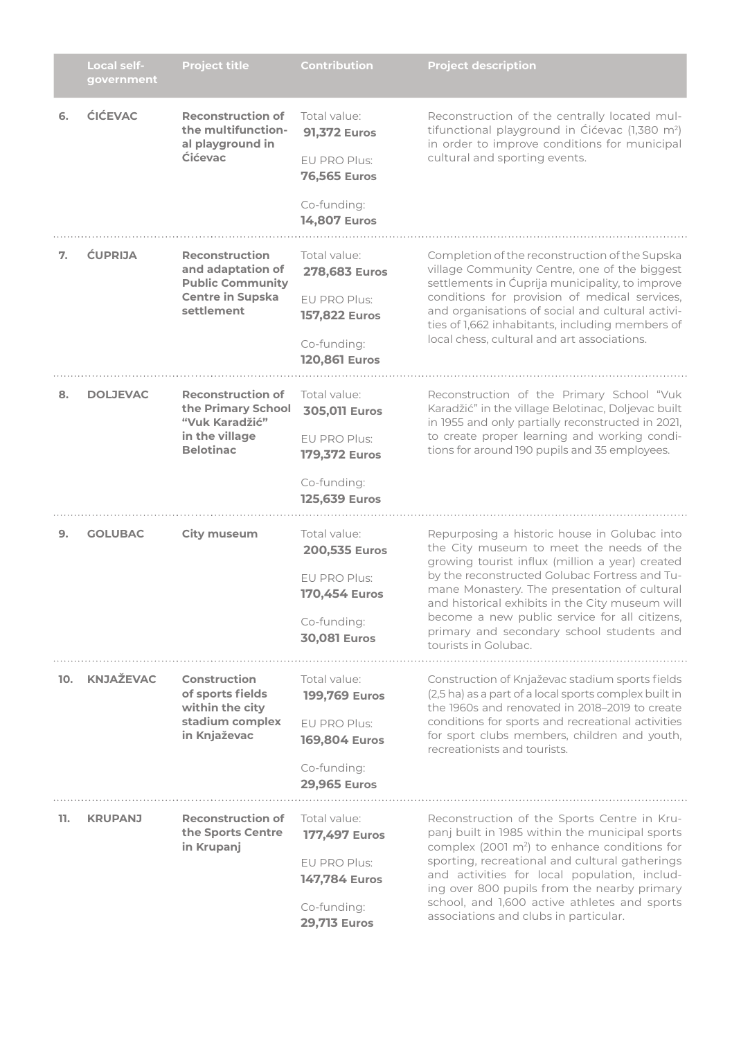| | Local self-government | Project title | Contribution | Project description |
|---|---|---|---|---|
| 6. | **ĆIĆEVAC** | **Reconstruction of the multifunctional playground in Ćićevac** | Total value: **91,372 Euros**<br>EU PRO Plus: **76,565 Euros**<br>Co-funding: **14,807 Euros** | Reconstruction of the centrally located multifunctional playground in Ćićevac (1,380 $m^2$) in order to improve conditions for municipal cultural and sporting events. |
| 7. | **ĆUPRIJA** | **Reconstruction and adaptation of Public Community Centre in Supska settlement** | Total value: **278,683 Euros**<br>EU PRO Plus: **157,822 Euros**<br>Co-funding: **120,861 Euros** | Completion of the reconstruction of the Supska village Community Centre, one of the biggest settlements in Ćuprija municipality, to improve conditions for provision of medical services, and organisations of social and cultural activities of 1,662 inhabitants, including members of local chess, cultural and art associations. |
| 8. | **DOLJEVAC** | **Reconstruction of the Primary School "Vuk Karadžić" in the village Belotinac** | Total value: **305,011 Euros**<br>EU PRO Plus: **179,372 Euros**<br>Co-funding: **125,639 Euros** | Reconstruction of the Primary School "Vuk Karadžić" in the village Belotinac, Doljevac built in 1955 and only partially reconstructed in 2021, to create proper learning and working conditions for around 190 pupils and 35 employees. |
| 9. | **GOLUBAC** | **City museum** | Total value: **200,535 Euros**<br>EU PRO Plus: **170,454 Euros**<br>Co-funding: **30,081 Euros** | Repurposing a historic house in Golubac into the City museum to meet the needs of the growing tourist influx (million a year) created by the reconstructed Golubac Fortress and Tumane Monastery. The presentation of cultural and historical exhibits in the City museum will become a new public service for all citizens, primary and secondary school students and tourists in Golubac. |
| 10. | **KNJAŽEVAC** | **Construction of sports fields within the city stadium complex in Knjaževac** | Total value: **199,769 Euros**<br>EU PRO Plus: **169,804 Euros**<br>Co-funding: **29,965 Euros** | Construction of Knjaževac stadium sports fields (2,5 ha) as a part of a local sports complex built in the 1960s and renovated in 2018–2019 to create conditions for sports and recreational activities for sport clubs members, children and youth, recreationists and tourists. |
| 11. | **KRUPANJ** | **Reconstruction of the Sports Centre in Krupanj** | Total value: **177,497 Euros**<br>EU PRO Plus: **147,784 Euros**<br>Co-funding: **29,713 Euros** | Reconstruction of the Sports Centre in Krupanj built in 1985 within the municipal sports complex (2001 $m^2$) to enhance conditions for sporting, recreational and cultural gatherings and activities for local population, including over 800 pupils from the nearby primary school, and 1,600 active athletes and sports associations and clubs in particular. |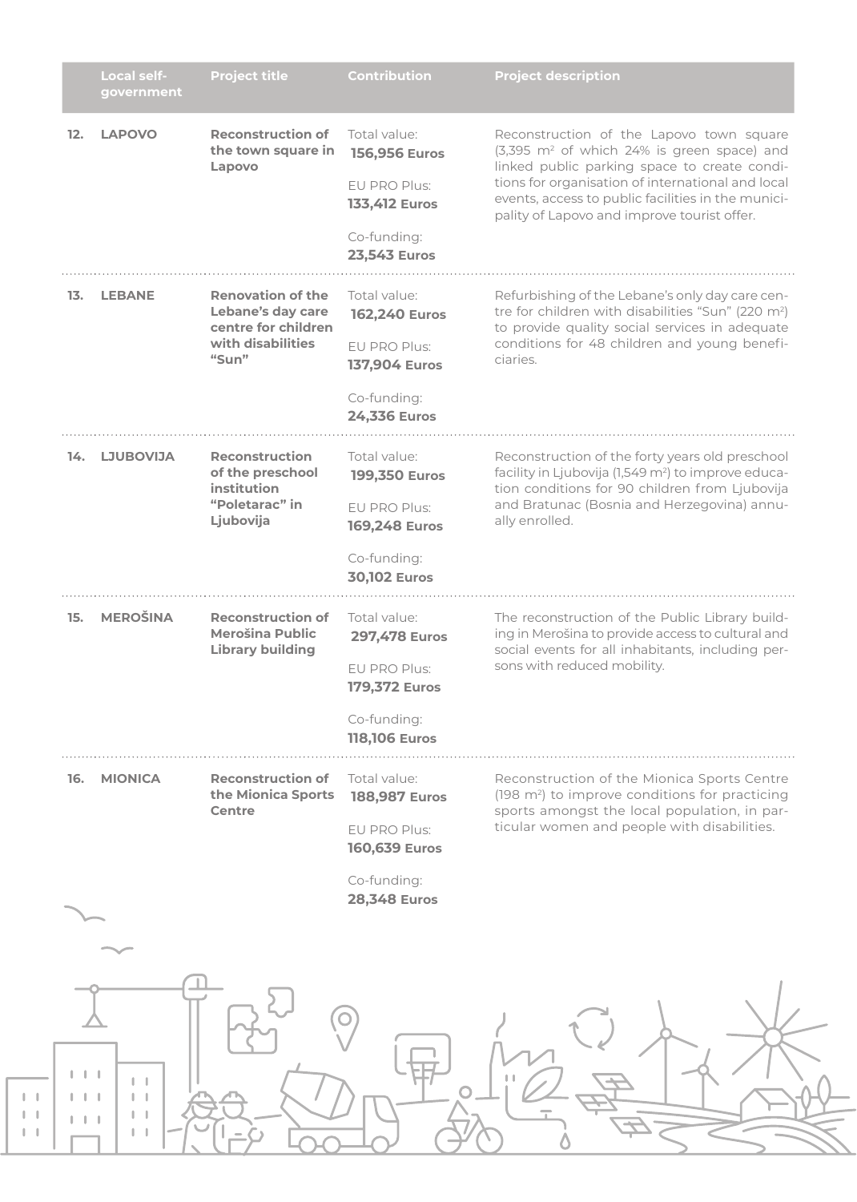| | Local self-government | Project title | Contribution | Project description |
|---|---|---|---|---|
| 12. | LAPOVO | **Reconstruction of the town square in Lapovo** | Total value: **156,956 Euros**<br>EU PRO Plus: **133,412 Euros**<br>Co-funding: **23,543 Euros** | Reconstruction of the Lapovo town square (3,395 m$^2$ of which 24% is green space) and linked public parking space to create conditions for organisation of international and local events, access to public facilities in the municipality of Lapovo and improve tourist offer. |
| 13. | LEBANE | **Renovation of the Lebane's day care centre for children with disabilities "Sun"** | Total value: **162,240 Euros**<br>EU PRO Plus: **137,904 Euros**<br>Co-funding: **24,336 Euros** | Refurbishing of the Lebane's only day care centre for children with disabilities "Sun" (220 m$^2$) to provide quality social services in adequate conditions for 48 children and young beneficiaries. |
| 14. | LJUBOVIJA | **Reconstruction of the preschool institution "Poletarac" in Ljubovija** | Total value: **199,350 Euros**<br>EU PRO Plus: **169,248 Euros**<br>Co-funding: **30,102 Euros** | Reconstruction of the forty years old preschool facility in Ljubovija (1,549 m$^2$) to improve education conditions for 90 children from Ljubovija and Bratunac (Bosnia and Herzegovina) annually enrolled. |
| 15. | MEROŠINA | **Reconstruction of Merošina Public Library building** | Total value: **297,478 Euros**<br>EU PRO Plus: **179,372 Euros**<br>Co-funding: **118,106 Euros** | The reconstruction of the Public Library building in Merošina to provide access to cultural and social events for all inhabitants, including persons with reduced mobility. |
| 16. | MIONICA | **Reconstruction of the Mionica Sports Centre** | Total value: **188,987 Euros**<br>EU PRO Plus: **160,639 Euros**<br>Co-funding: **28,348 Euros** | Reconstruction of the Mionica Sports Centre (198 m$^2$) to improve conditions for practicing sports amongst the local population, in particular women and people with disabilities. |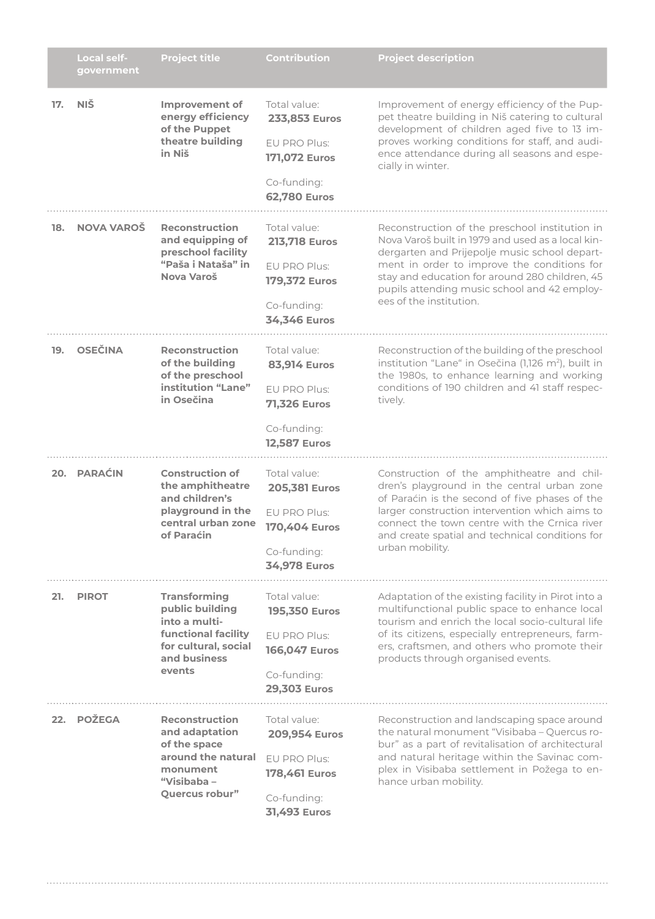| | Local self-government | Project title | Contribution | Project description |
|---|---|---|---|---|
| 17. | NIŠ | **Improvement of energy efficiency of the Puppet theatre building in Niš** | Total value: **233,853 Euros**<br>EU PRO Plus: **171,072 Euros**<br>Co-funding: **62,780 Euros** | Improvement of energy efficiency of the Puppet theatre building in Niš catering to cultural development of children aged five to 13 improves working conditions for staff, and audience attendance during all seasons and especially in winter. |
| 18. | NOVA VAROŠ | **Reconstruction and equipping of preschool facility “Paša i Nataša” in Nova Varoš** | Total value: **213,718 Euros**<br>EU PRO Plus: **179,372 Euros**<br>Co-funding: **34,346 Euros** | Reconstruction of the preschool institution in Nova Varoš built in 1979 and used as a local kindergarten and Prijepolje music school department in order to improve the conditions for stay and education for around 280 children, 45 pupils attending music school and 42 employees of the institution. |
| 19. | OSEČINA | **Reconstruction of the building of the preschool institution “Lane” in Osečina** | Total value: **83,914 Euros**<br>EU PRO Plus: **71,326 Euros**<br>Co-funding: **12,587 Euros** | Reconstruction of the building of the preschool institution “Lane“ in Osečina (1,126 $m^2$), built in the 1980s, to enhance learning and working conditions of 190 children and 41 staff respectively. |
| 20. | PARAĆIN | **Construction of the amphitheatre and children’s playground in the central urban zone of Paraćin** | Total value: **205,381 Euros**<br>EU PRO Plus: **170,404 Euros**<br>Co-funding: **34,978 Euros** | Construction of the amphitheatre and children’s playground in the central urban zone of Paraćin is the second of five phases of the larger construction intervention which aims to connect the town centre with the Crnica river and create spatial and technical conditions for urban mobility. |
| 21. | PIROT | **Transforming public building into a multi-functional facility for cultural, social and business events** | Total value: **195,350 Euros**<br>EU PRO Plus: **166,047 Euros**<br>Co-funding: **29,303 Euros** | Adaptation of the existing facility in Pirot into a multifunctional public space to enhance local tourism and enrich the local socio-cultural life of its citizens, especially entrepreneurs, farmers, craftsmen, and others who promote their products through organised events. |
| 22. | POŽEGA | **Reconstruction and adaptation of the space around the natural monument “Visibaba – Quercus robur”** | Total value: **209,954 Euros**<br>EU PRO Plus: **178,461 Euros**<br>Co-funding: **31,493 Euros** | Reconstruction and landscaping space around the natural monument “Visibaba – Quercus robur” as a part of revitalisation of architectural and natural heritage within the Savinac complex in Visibaba settlement in Požega to enhance urban mobility. |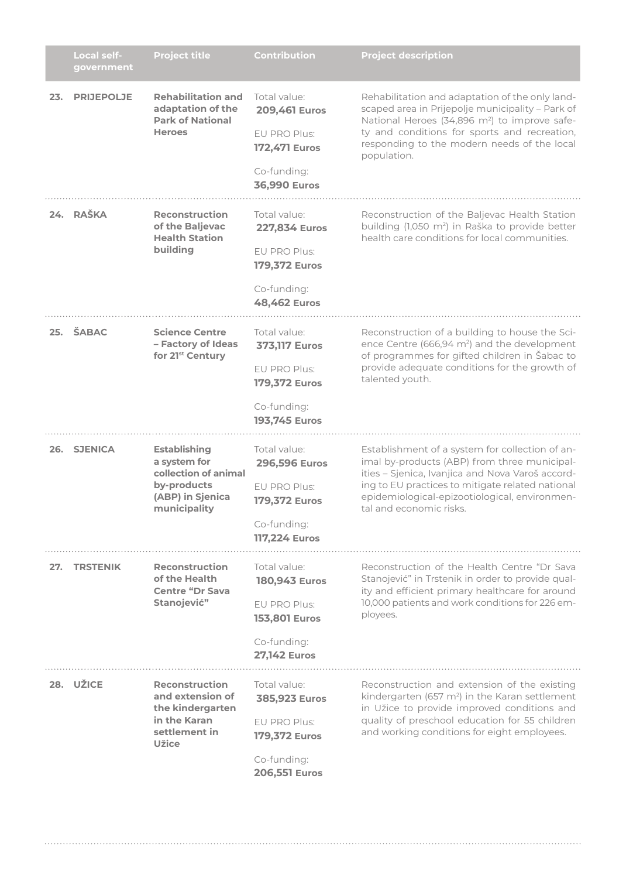| | Local self-government | Project title | Contribution | Project description |
|---|---|---|---|---|
| 23. | PRIJEPOLJE | **Rehabilitation and adaptation of the Park of National Heroes** | Total value: **209,461 Euros**<br>EU PRO Plus: **172,471 Euros**<br>Co-funding: **36,990 Euros** | Rehabilitation and adaptation of the only landscaped area in Prijepolje municipality – Park of National Heroes (34,896 $m^2$) to improve safety and conditions for sports and recreation, responding to the modern needs of the local population. |
| 24. | RAŠKA | **Reconstruction of the Baljevac Health Station building** | Total value: **227,834 Euros**<br>EU PRO Plus: **179,372 Euros**<br>Co-funding: **48,462 Euros** | Reconstruction of the Baljevac Health Station building (1,050 $m^2$) in Raška to provide better health care conditions for local communities. |
| 25. | ŠABAC | **Science Centre – Factory of Ideas for 21st Century** | Total value: **373,117 Euros**<br>EU PRO Plus: **179,372 Euros**<br>Co-funding: **193,745 Euros** | Reconstruction of a building to house the Science Centre (666,94 $m^2$) and the development of programmes for gifted children in Šabac to provide adequate conditions for the growth of talented youth. |
| 26. | SJENICA | **Establishing a system for collection of animal by-products (ABP) in Sjenica municipality** | Total value: **296,596 Euros**<br>EU PRO Plus: **179,372 Euros**<br>Co-funding: **117,224 Euros** | Establishment of a system for collection of animal by-products (ABP) from three municipalities – Sjenica, Ivanjica and Nova Varoš according to EU practices to mitigate related national epidemiological-epizootiological, environmental and economic risks. |
| 27. | TRSTENIK | **Reconstruction of the Health Centre "Dr Sava Stanojević"** | Total value: **180,943 Euros**<br>EU PRO Plus: **153,801 Euros**<br>Co-funding: **27,142 Euros** | Reconstruction of the Health Centre "Dr Sava Stanojević" in Trstenik in order to provide quality and efficient primary healthcare for around 10,000 patients and work conditions for 226 employees. |
| 28. | UŽICE | **Reconstruction and extension of the kindergarten in the Karan settlement in Užice** | Total value: **385,923 Euros**<br>EU PRO Plus: **179,372 Euros**<br>Co-funding: **206,551 Euros** | Reconstruction and extension of the existing kindergarten (657 $m^2$) in the Karan settlement in Užice to provide improved conditions and quality of preschool education for 55 children and working conditions for eight employees. |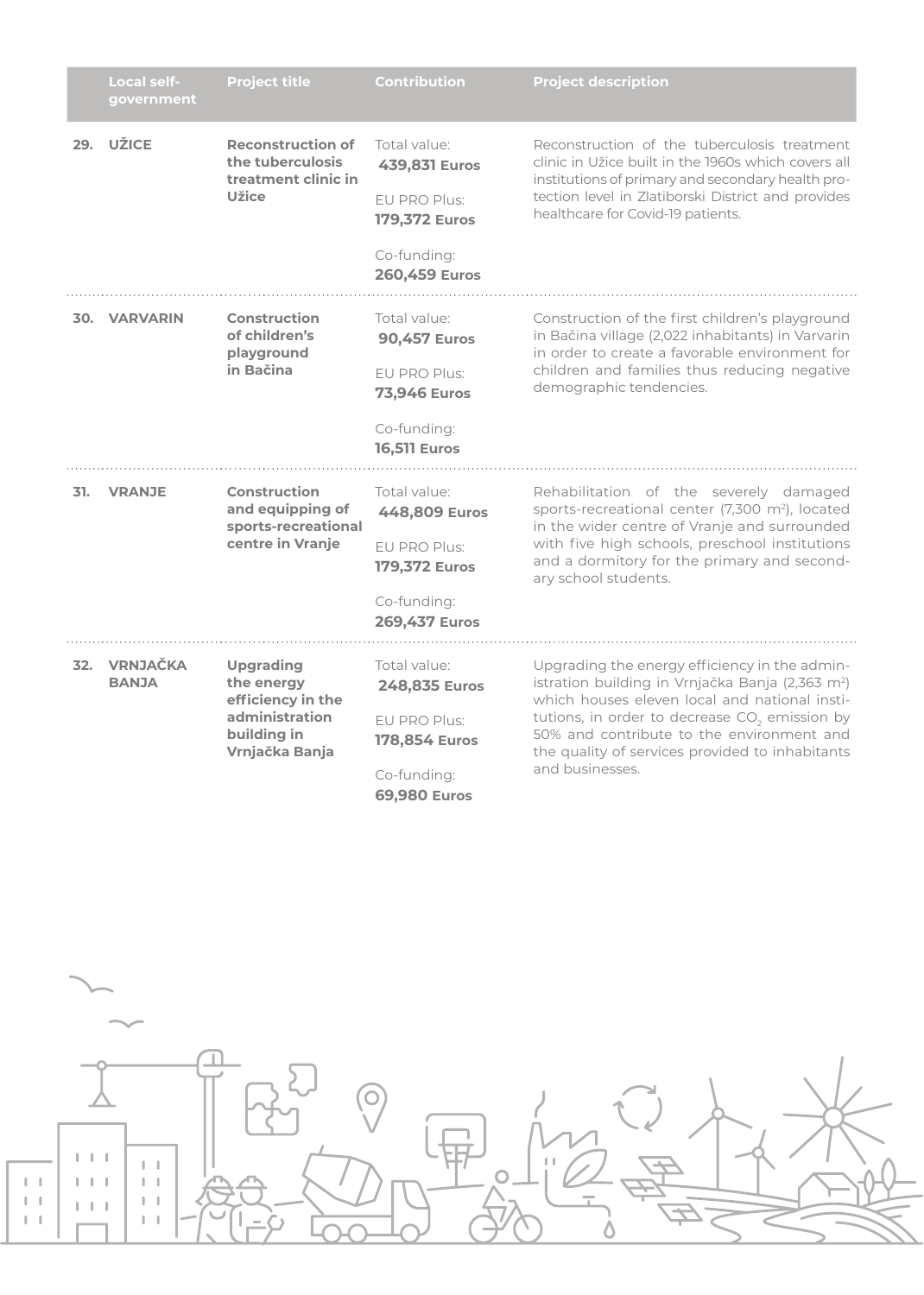| | Local self-government | Project title | Contribution | Project description |
|---|---|---|---|---|
| 29. | **UŽICE** | **Reconstruction of the tuberculosis treatment clinic in Užice** | Total value: **439,831 Euros**<br>EU PRO Plus: **179,372 Euros**<br>Co-funding: **260,459 Euros** | Reconstruction of the tuberculosis treatment clinic in Užice built in the 1960s which covers all institutions of primary and secondary health protection level in Zlatiborski District and provides healthcare for Covid-19 patients. |
| 30. | **VARVARIN** | **Construction of children's playground in Bačina** | Total value: **90,457 Euros**<br>EU PRO Plus: **73,946 Euros**<br>Co-funding: **16,511 Euros** | Construction of the first children's playground in Bačina village (2,022 inhabitants) in Varvarin in order to create a favorable environment for children and families thus reducing negative demographic tendencies. |
| 31. | **VRANJE** | **Construction and equipping of sports-recreational centre in Vranje** | Total value: **448,809 Euros**<br>EU PRO Plus: **179,372 Euros**<br>Co-funding: **269,437 Euros** | Rehabilitation of the severely damaged sports-recreational center (7,300 $m^2$), located in the wider centre of Vranje and surrounded with five high schools, preschool institutions and a dormitory for the primary and secondary school students. |
| 32. | **VRNJAČKA BANJA** | **Upgrading the energy efficiency in the administration building in Vrnjačka Banja** | Total value: **248,835 Euros**<br>EU PRO Plus: **178,854 Euros**<br>Co-funding: **69,980 Euros** | Upgrading the energy efficiency in the administration building in Vrnjačka Banja (2,363 $m^2$) which houses eleven local and national institutions, in order to decrease $CO_2$ emission by 50% and contribute to the environment and the quality of services provided to inhabitants and businesses. |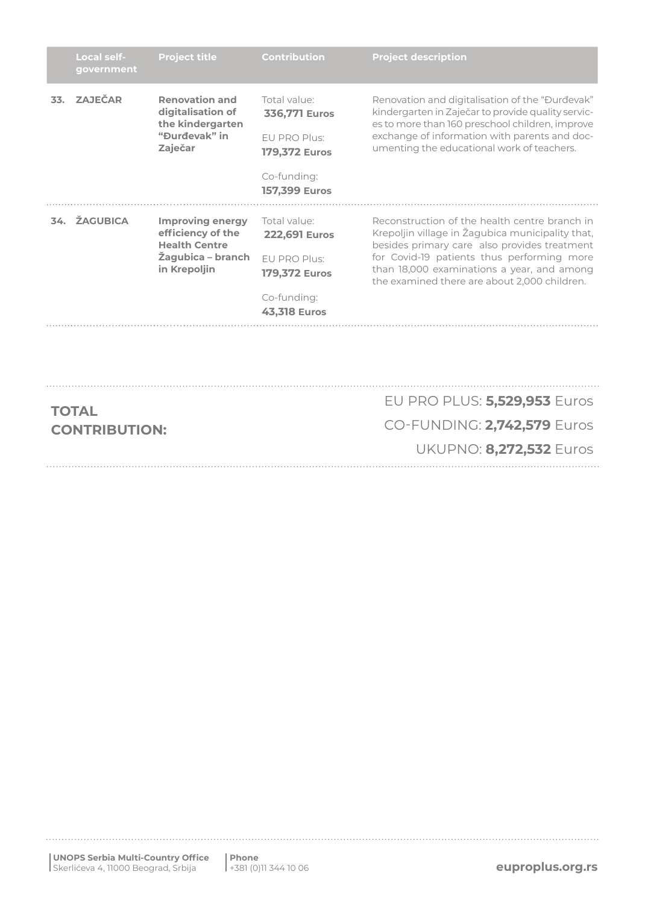| | Local self-government | Project title | Contribution | Project description |
|---|---|---|---|---|
| 33. | ZAJEČAR | Renovation and digitalisation of the kindergarten "Đurđevak" in Zaječar | Total value: **336,771 Euros**<br>EU PRO Plus: **179,372 Euros**<br>Co-funding: **157,399 Euros** | Renovation and digitalisation of the "Đurđevak" kindergarten in Zaječar to provide quality services to more than 160 preschool children, improve exchange of information with parents and documenting the educational work of teachers. |
| 34. | ŽAGUBICA | Improving energy efficiency of the Health Centre Žagubica – branch in Krepoljin | Total value: **222,691 Euros**<br>EU PRO Plus: **179,372 Euros**<br>Co-funding: **43,318 Euros** | Reconstruction of the health centre branch in Krepoljin village in Žagubica municipality that, besides primary care also provides treatment for Covid-19 patients thus performing more than 18,000 examinations a year, and among the examined there are about 2,000 children. |

**TOTAL CONTRIBUTION:**

EU PRO PLUS: **5,529,953** Euros

CO-FUNDING: **2,742,579** Euros

UKUPNO: **8,272,532** Euros

**UNOPS Serbia Multi-Country Office**
Skerlićeva 4, 11000 Beograd, Srbija

**Phone**
+381 (0)11 344 10 06

**euproplus.org.rs**